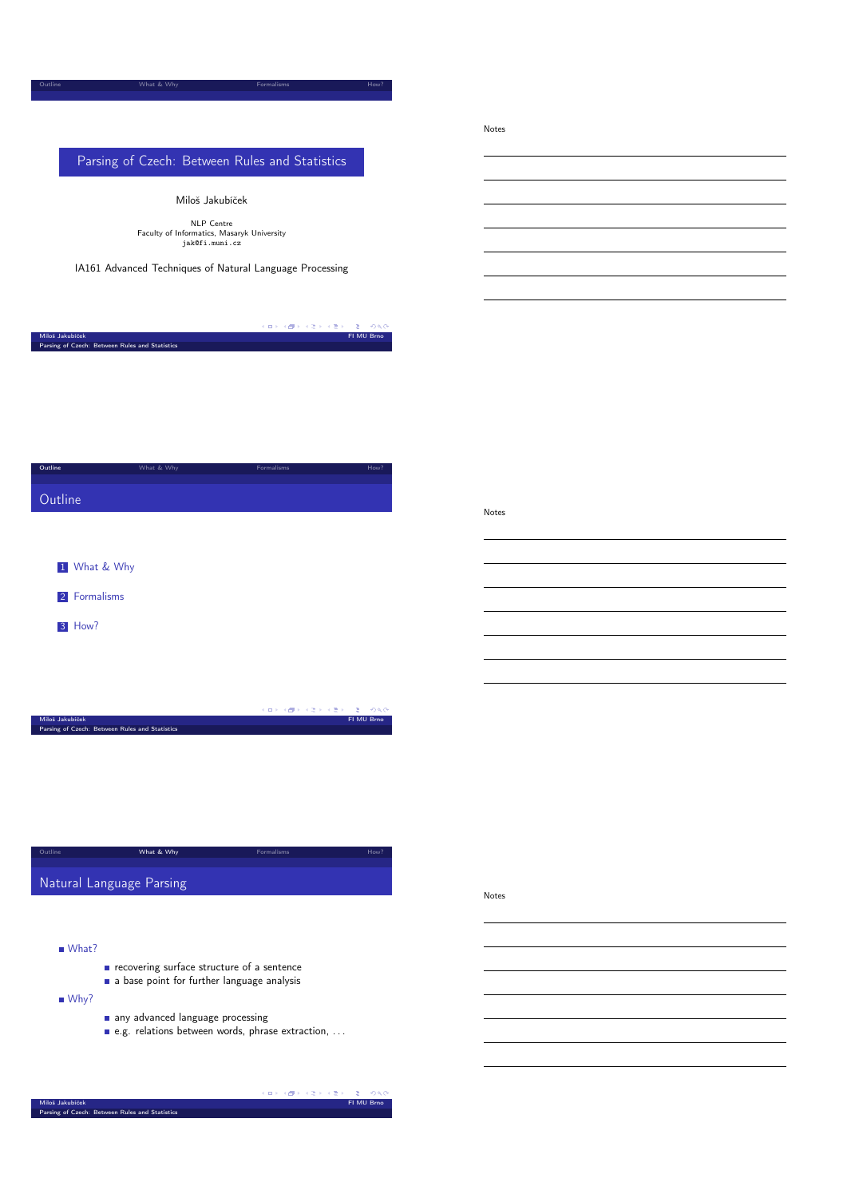# Parsing of Czech: Between Rules and Statistics

Miloš Jakubíček

NLP Centre
Faculty of Informatics, Masaryk University
jak@fi.muni.cz

IA161 Advanced Techniques of Natural Language Processing

Notes

## Outline

1. What & Why
2. Formalisms
3. How?

Notes

## Natural Language Parsing

- What?
  - recovering surface structure of a sentence
  - a base point for further language analysis
- Why?
  - any advanced language processing
  - e.g. relations between words, phrase extraction, . . .

Notes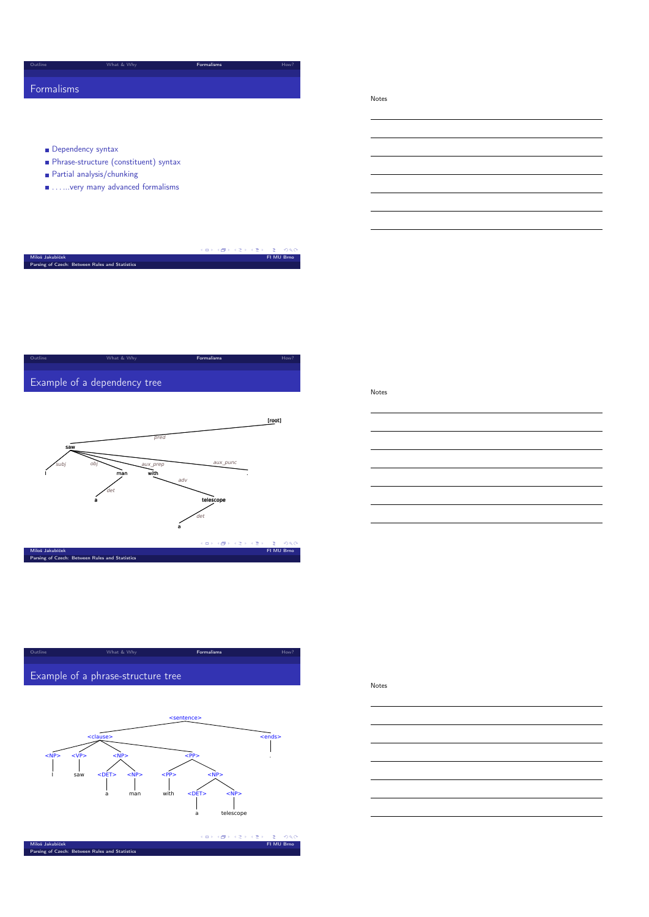## Formalisms

- Dependency syntax
- Phrase-structure (constituent) syntax
- Partial analysis/chunking
- ......very many advanced formalisms

Notes

## Example of a dependency tree

```
[root]
 └─ pred ─ saw
            ├─ subj ─ I
            ├─ obj ─ man
            │         └─ det ─ a
            ├─ aux_prep ─ with
            │              └─ adv ─ telescope
            │                        └─ det ─ a
            └─ aux_punc ─ .
```

Notes

## Example of a phrase-structure tree

```
<sentence>
 ├─ <clause>
 │   ├─ <NP> ─ I
 │   ├─ <VP> ─ saw
 │   ├─ <NP>
 │   │   ├─ <DET> ─ a
 │   │   └─ <NP> ─ man
 │   └─ <PP>
 │       ├─ <PP> ─ with
 │       └─ <NP>
 │           ├─ <DET> ─ a
 │           └─ <NP> ─ telescope
 └─ <ends> ─ .
```

Notes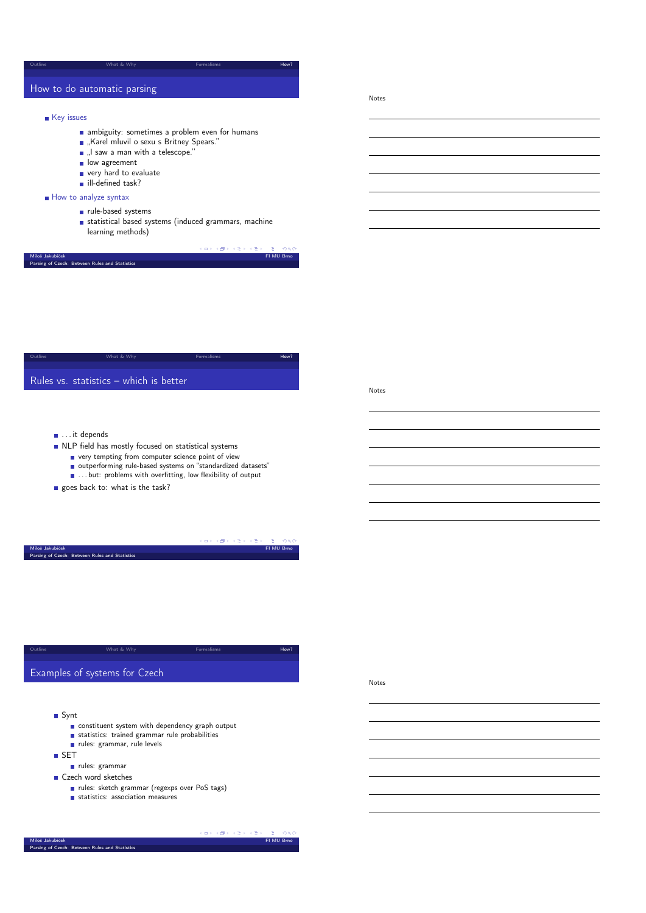## How to do automatic parsing

- Key issues
  - ambiguity: sometimes a problem even for humans
  - „Karel mluvil o sexu s Britney Spears."
  - „I saw a man with a telescope."
  - low agreement
  - very hard to evaluate
  - ill-defined task?
- How to analyze syntax
  - rule-based systems
  - statistical based systems (induced grammars, machine learning methods)

Notes

## Rules vs. statistics – which is better

- . . . it depends
- NLP field has mostly focused on statistical systems
  - very tempting from computer science point of view
  - outperforming rule-based systems on "standardized datasets"
  - . . . but: problems with overfitting, low flexibility of output
- goes back to: what is the task?

Notes

## Examples of systems for Czech

- Synt
  - constituent system with dependency graph output
  - statistics: trained grammar rule probabilities
  - rules: grammar, rule levels
- SET
  - rules: grammar
- Czech word sketches
  - rules: sketch grammar (regexps over PoS tags)
  - statistics: association measures

Notes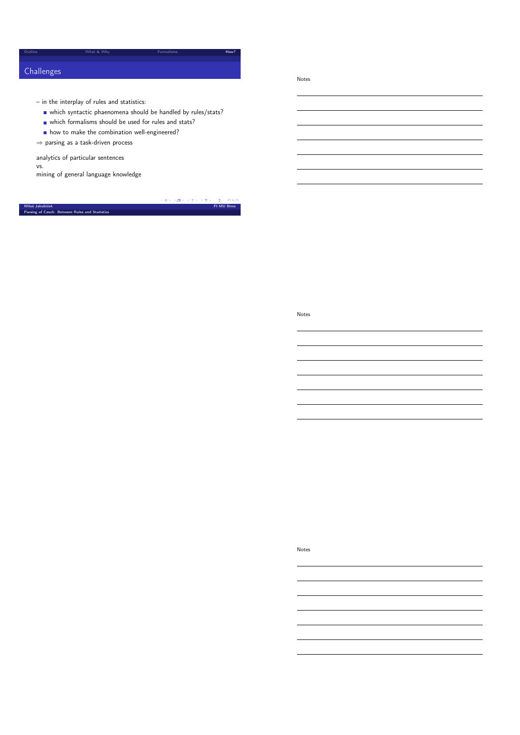## Challenges

– in the interplay of rules and statistics:

- which syntactic phaenomena should be handled by rules/stats?
- which formalisms should be used for rules and stats?
- how to make the combination well-engineered?

⇒ parsing as a task-driven process

analytics of particular sentences
vs.
mining of general language knowledge

Notes

Notes

Notes